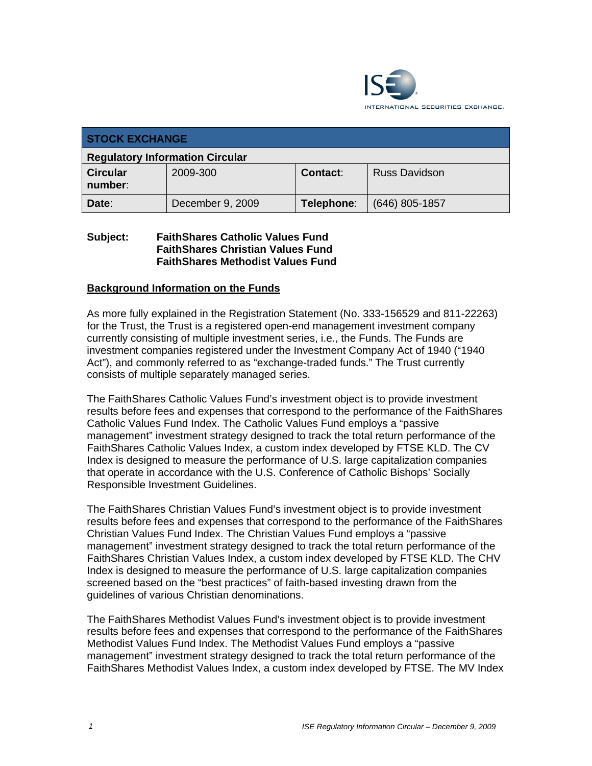INTERNATIONAL SECURITIES EXCHANGE.

| STOCK EXCHANGE | | | |
|---|---|---|---|
| **Regulatory Information Circular** | | | |
| **Circular number**: | 2009-300 | **Contact**: | Russ Davidson |
| **Date**: | December 9, 2009 | **Telephone**: | (646) 805-1857 |

**Subject:** **FaithShares Catholic Values Fund**
**FaithShares Christian Values Fund**
**FaithShares Methodist Values Fund**

## Background Information on the Funds

As more fully explained in the Registration Statement (No. 333-156529 and 811-22263) for the Trust, the Trust is a registered open-end management investment company currently consisting of multiple investment series, i.e., the Funds. The Funds are investment companies registered under the Investment Company Act of 1940 ("1940 Act"), and commonly referred to as "exchange-traded funds." The Trust currently consists of multiple separately managed series.

The FaithShares Catholic Values Fund's investment object is to provide investment results before fees and expenses that correspond to the performance of the FaithShares Catholic Values Fund Index. The Catholic Values Fund employs a "passive management" investment strategy designed to track the total return performance of the FaithShares Catholic Values Index, a custom index developed by FTSE KLD. The CV Index is designed to measure the performance of U.S. large capitalization companies that operate in accordance with the U.S. Conference of Catholic Bishops' Socially Responsible Investment Guidelines.

The FaithShares Christian Values Fund's investment object is to provide investment results before fees and expenses that correspond to the performance of the FaithShares Christian Values Fund Index. The Christian Values Fund employs a "passive management" investment strategy designed to track the total return performance of the FaithShares Christian Values Index, a custom index developed by FTSE KLD. The CHV Index is designed to measure the performance of U.S. large capitalization companies screened based on the "best practices" of faith-based investing drawn from the guidelines of various Christian denominations.

The FaithShares Methodist Values Fund's investment object is to provide investment results before fees and expenses that correspond to the performance of the FaithShares Methodist Values Fund Index. The Methodist Values Fund employs a "passive management" investment strategy designed to track the total return performance of the FaithShares Methodist Values Index, a custom index developed by FTSE. The MV Index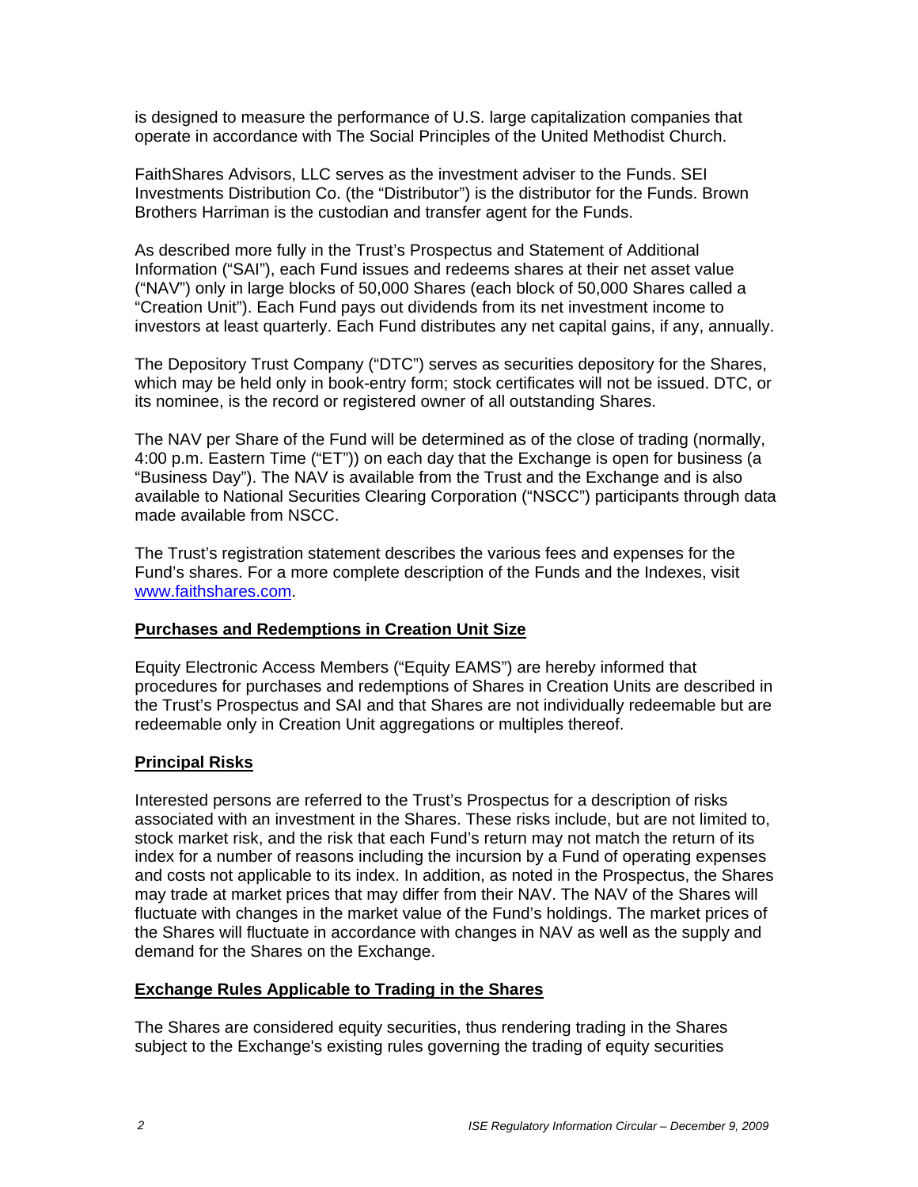is designed to measure the performance of U.S. large capitalization companies that operate in accordance with The Social Principles of the United Methodist Church.

FaithShares Advisors, LLC serves as the investment adviser to the Funds. SEI Investments Distribution Co. (the "Distributor") is the distributor for the Funds. Brown Brothers Harriman is the custodian and transfer agent for the Funds.

As described more fully in the Trust's Prospectus and Statement of Additional Information ("SAI"), each Fund issues and redeems shares at their net asset value ("NAV") only in large blocks of 50,000 Shares (each block of 50,000 Shares called a "Creation Unit"). Each Fund pays out dividends from its net investment income to investors at least quarterly. Each Fund distributes any net capital gains, if any, annually.

The Depository Trust Company ("DTC") serves as securities depository for the Shares, which may be held only in book-entry form; stock certificates will not be issued. DTC, or its nominee, is the record or registered owner of all outstanding Shares.

The NAV per Share of the Fund will be determined as of the close of trading (normally, 4:00 p.m. Eastern Time ("ET")) on each day that the Exchange is open for business (a "Business Day"). The NAV is available from the Trust and the Exchange and is also available to National Securities Clearing Corporation ("NSCC") participants through data made available from NSCC.

The Trust's registration statement describes the various fees and expenses for the Fund's shares. For a more complete description of the Funds and the Indexes, visit www.faithshares.com.

**Purchases and Redemptions in Creation Unit Size**

Equity Electronic Access Members ("Equity EAMS") are hereby informed that procedures for purchases and redemptions of Shares in Creation Units are described in the Trust's Prospectus and SAI and that Shares are not individually redeemable but are redeemable only in Creation Unit aggregations or multiples thereof.

**Principal Risks**

Interested persons are referred to the Trust's Prospectus for a description of risks associated with an investment in the Shares. These risks include, but are not limited to, stock market risk, and the risk that each Fund's return may not match the return of its index for a number of reasons including the incursion by a Fund of operating expenses and costs not applicable to its index. In addition, as noted in the Prospectus, the Shares may trade at market prices that may differ from their NAV. The NAV of the Shares will fluctuate with changes in the market value of the Fund's holdings. The market prices of the Shares will fluctuate in accordance with changes in NAV as well as the supply and demand for the Shares on the Exchange.

**Exchange Rules Applicable to Trading in the Shares**

The Shares are considered equity securities, thus rendering trading in the Shares subject to the Exchange's existing rules governing the trading of equity securities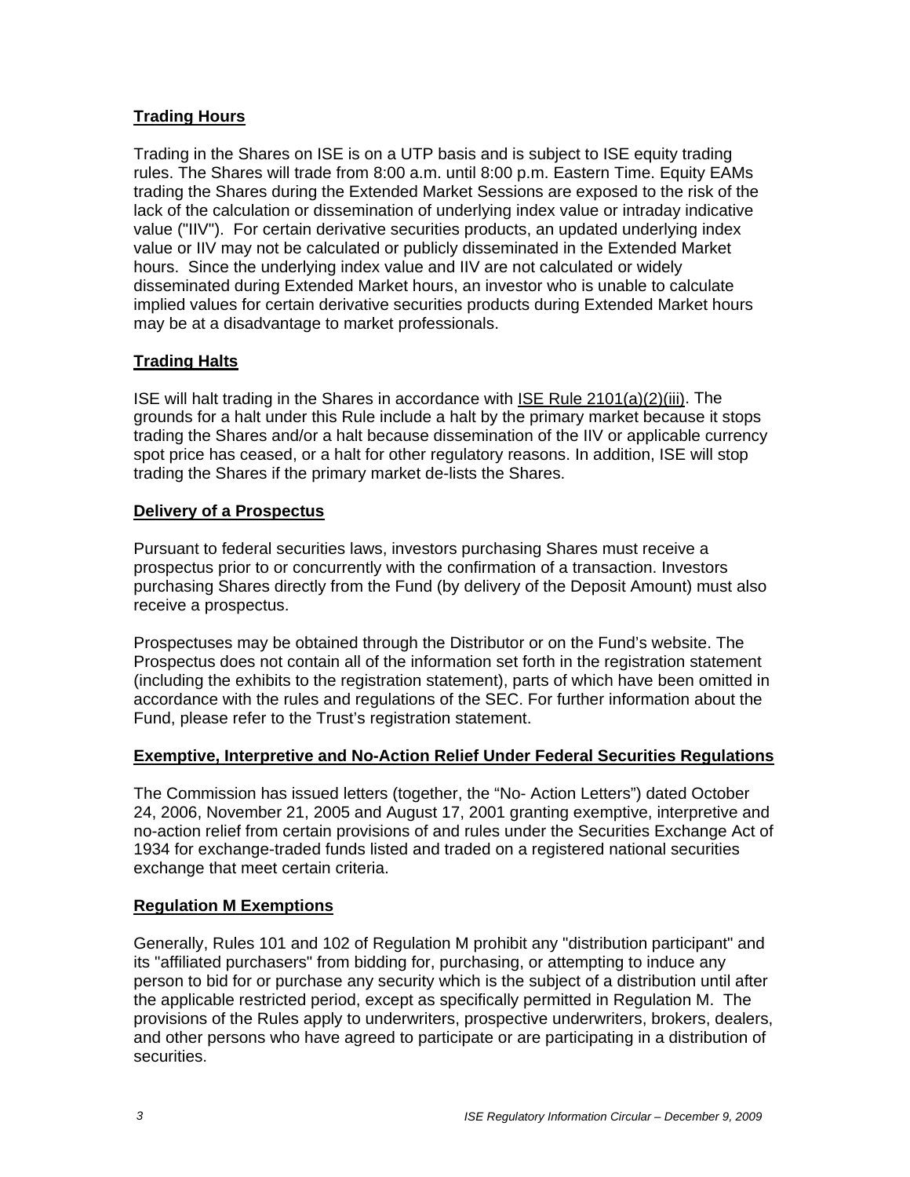## Trading Hours

Trading in the Shares on ISE is on a UTP basis and is subject to ISE equity trading rules. The Shares will trade from 8:00 a.m. until 8:00 p.m. Eastern Time. Equity EAMs trading the Shares during the Extended Market Sessions are exposed to the risk of the lack of the calculation or dissemination of underlying index value or intraday indicative value ("IIV"). For certain derivative securities products, an updated underlying index value or IIV may not be calculated or publicly disseminated in the Extended Market hours. Since the underlying index value and IIV are not calculated or widely disseminated during Extended Market hours, an investor who is unable to calculate implied values for certain derivative securities products during Extended Market hours may be at a disadvantage to market professionals.

## Trading Halts

ISE will halt trading in the Shares in accordance with ISE Rule 2101(a)(2)(iii). The grounds for a halt under this Rule include a halt by the primary market because it stops trading the Shares and/or a halt because dissemination of the IIV or applicable currency spot price has ceased, or a halt for other regulatory reasons. In addition, ISE will stop trading the Shares if the primary market de-lists the Shares.

## Delivery of a Prospectus

Pursuant to federal securities laws, investors purchasing Shares must receive a prospectus prior to or concurrently with the confirmation of a transaction. Investors purchasing Shares directly from the Fund (by delivery of the Deposit Amount) must also receive a prospectus.

Prospectuses may be obtained through the Distributor or on the Fund's website. The Prospectus does not contain all of the information set forth in the registration statement (including the exhibits to the registration statement), parts of which have been omitted in accordance with the rules and regulations of the SEC. For further information about the Fund, please refer to the Trust's registration statement.

## Exemptive, Interpretive and No-Action Relief Under Federal Securities Regulations

The Commission has issued letters (together, the "No- Action Letters") dated October 24, 2006, November 21, 2005 and August 17, 2001 granting exemptive, interpretive and no-action relief from certain provisions of and rules under the Securities Exchange Act of 1934 for exchange-traded funds listed and traded on a registered national securities exchange that meet certain criteria.

## Regulation M Exemptions

Generally, Rules 101 and 102 of Regulation M prohibit any "distribution participant" and its "affiliated purchasers" from bidding for, purchasing, or attempting to induce any person to bid for or purchase any security which is the subject of a distribution until after the applicable restricted period, except as specifically permitted in Regulation M. The provisions of the Rules apply to underwriters, prospective underwriters, brokers, dealers, and other persons who have agreed to participate or are participating in a distribution of securities.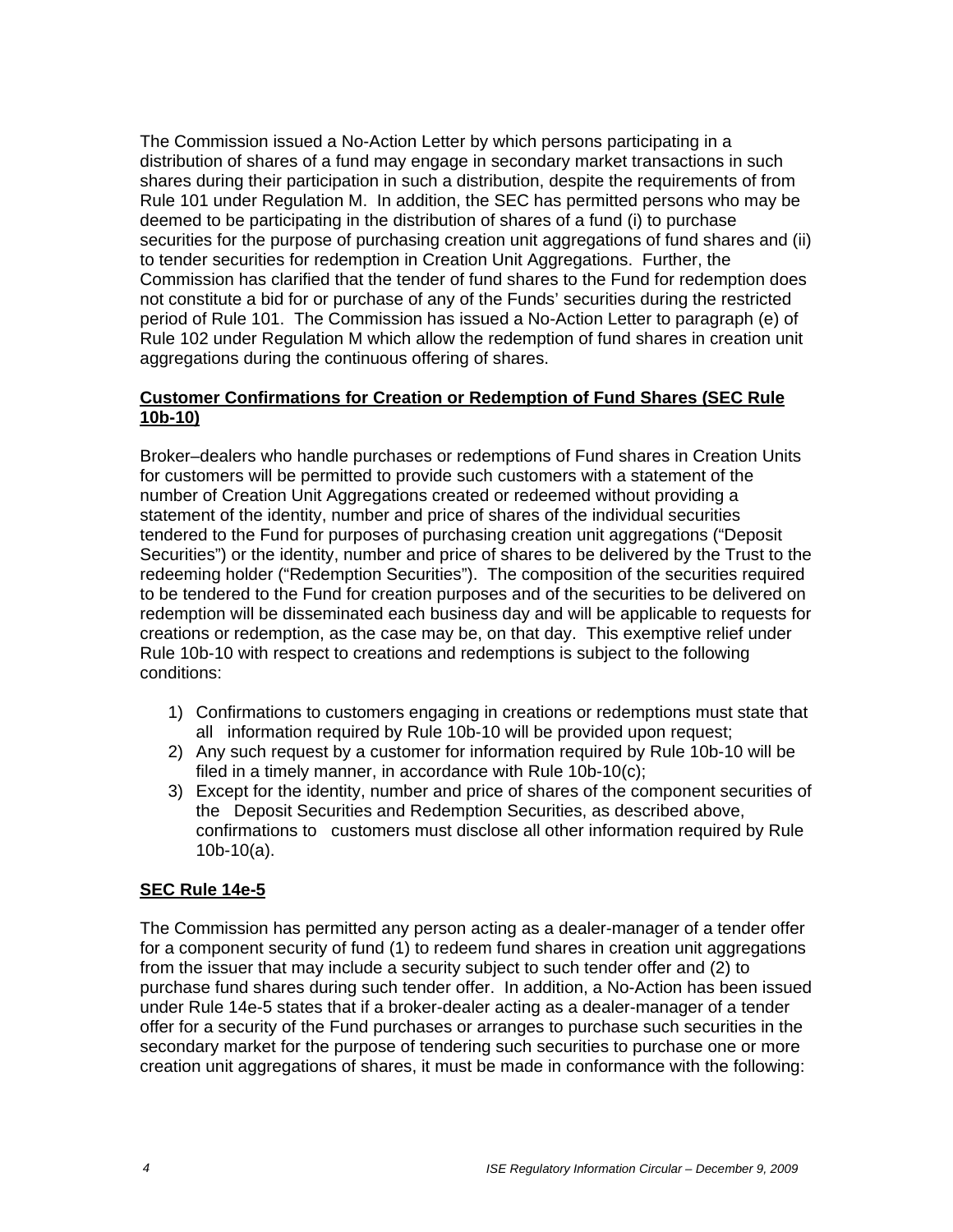The Commission issued a No-Action Letter by which persons participating in a distribution of shares of a fund may engage in secondary market transactions in such shares during their participation in such a distribution, despite the requirements of from Rule 101 under Regulation M. In addition, the SEC has permitted persons who may be deemed to be participating in the distribution of shares of a fund (i) to purchase securities for the purpose of purchasing creation unit aggregations of fund shares and (ii) to tender securities for redemption in Creation Unit Aggregations. Further, the Commission has clarified that the tender of fund shares to the Fund for redemption does not constitute a bid for or purchase of any of the Funds' securities during the restricted period of Rule 101. The Commission has issued a No-Action Letter to paragraph (e) of Rule 102 under Regulation M which allow the redemption of fund shares in creation unit aggregations during the continuous offering of shares.

**Customer Confirmations for Creation or Redemption of Fund Shares (SEC Rule 10b-10)**

Broker–dealers who handle purchases or redemptions of Fund shares in Creation Units for customers will be permitted to provide such customers with a statement of the number of Creation Unit Aggregations created or redeemed without providing a statement of the identity, number and price of shares of the individual securities tendered to the Fund for purposes of purchasing creation unit aggregations ("Deposit Securities") or the identity, number and price of shares to be delivered by the Trust to the redeeming holder ("Redemption Securities"). The composition of the securities required to be tendered to the Fund for creation purposes and of the securities to be delivered on redemption will be disseminated each business day and will be applicable to requests for creations or redemption, as the case may be, on that day. This exemptive relief under Rule 10b-10 with respect to creations and redemptions is subject to the following conditions:

1) Confirmations to customers engaging in creations or redemptions must state that all information required by Rule 10b-10 will be provided upon request;
2) Any such request by a customer for information required by Rule 10b-10 will be filed in a timely manner, in accordance with Rule 10b-10(c);
3) Except for the identity, number and price of shares of the component securities of the Deposit Securities and Redemption Securities, as described above, confirmations to customers must disclose all other information required by Rule 10b-10(a).

**SEC Rule 14e-5**

The Commission has permitted any person acting as a dealer-manager of a tender offer for a component security of fund (1) to redeem fund shares in creation unit aggregations from the issuer that may include a security subject to such tender offer and (2) to purchase fund shares during such tender offer. In addition, a No-Action has been issued under Rule 14e-5 states that if a broker-dealer acting as a dealer-manager of a tender offer for a security of the Fund purchases or arranges to purchase such securities in the secondary market for the purpose of tendering such securities to purchase one or more creation unit aggregations of shares, it must be made in conformance with the following: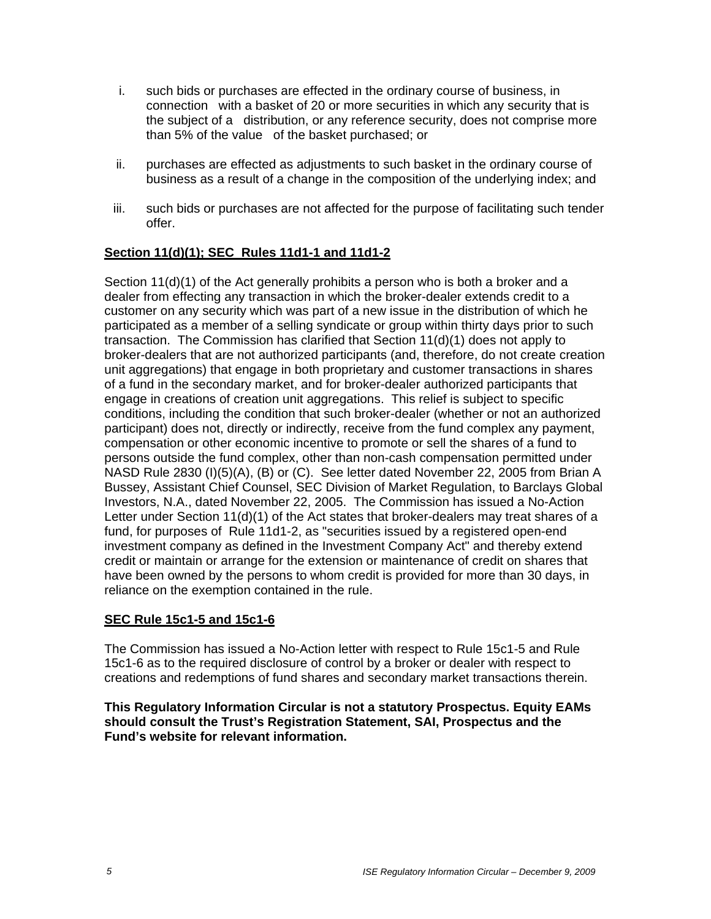i. such bids or purchases are effected in the ordinary course of business, in connection with a basket of 20 or more securities in which any security that is the subject of a distribution, or any reference security, does not comprise more than 5% of the value of the basket purchased; or

ii. purchases are effected as adjustments to such basket in the ordinary course of business as a result of a change in the composition of the underlying index; and

iii. such bids or purchases are not affected for the purpose of facilitating such tender offer.

**Section 11(d)(1); SEC Rules 11d1-1 and 11d1-2**

Section 11(d)(1) of the Act generally prohibits a person who is both a broker and a dealer from effecting any transaction in which the broker-dealer extends credit to a customer on any security which was part of a new issue in the distribution of which he participated as a member of a selling syndicate or group within thirty days prior to such transaction. The Commission has clarified that Section 11(d)(1) does not apply to broker-dealers that are not authorized participants (and, therefore, do not create creation unit aggregations) that engage in both proprietary and customer transactions in shares of a fund in the secondary market, and for broker-dealer authorized participants that engage in creations of creation unit aggregations. This relief is subject to specific conditions, including the condition that such broker-dealer (whether or not an authorized participant) does not, directly or indirectly, receive from the fund complex any payment, compensation or other economic incentive to promote or sell the shares of a fund to persons outside the fund complex, other than non-cash compensation permitted under NASD Rule 2830 (I)(5)(A), (B) or (C). See letter dated November 22, 2005 from Brian A Bussey, Assistant Chief Counsel, SEC Division of Market Regulation, to Barclays Global Investors, N.A., dated November 22, 2005. The Commission has issued a No-Action Letter under Section 11(d)(1) of the Act states that broker-dealers may treat shares of a fund, for purposes of Rule 11d1-2, as "securities issued by a registered open-end investment company as defined in the Investment Company Act" and thereby extend credit or maintain or arrange for the extension or maintenance of credit on shares that have been owned by the persons to whom credit is provided for more than 30 days, in reliance on the exemption contained in the rule.

**SEC Rule 15c1-5 and 15c1-6**

The Commission has issued a No-Action letter with respect to Rule 15c1-5 and Rule 15c1-6 as to the required disclosure of control by a broker or dealer with respect to creations and redemptions of fund shares and secondary market transactions therein.

**This Regulatory Information Circular is not a statutory Prospectus. Equity EAMs should consult the Trust's Registration Statement, SAI, Prospectus and the Fund's website for relevant information.**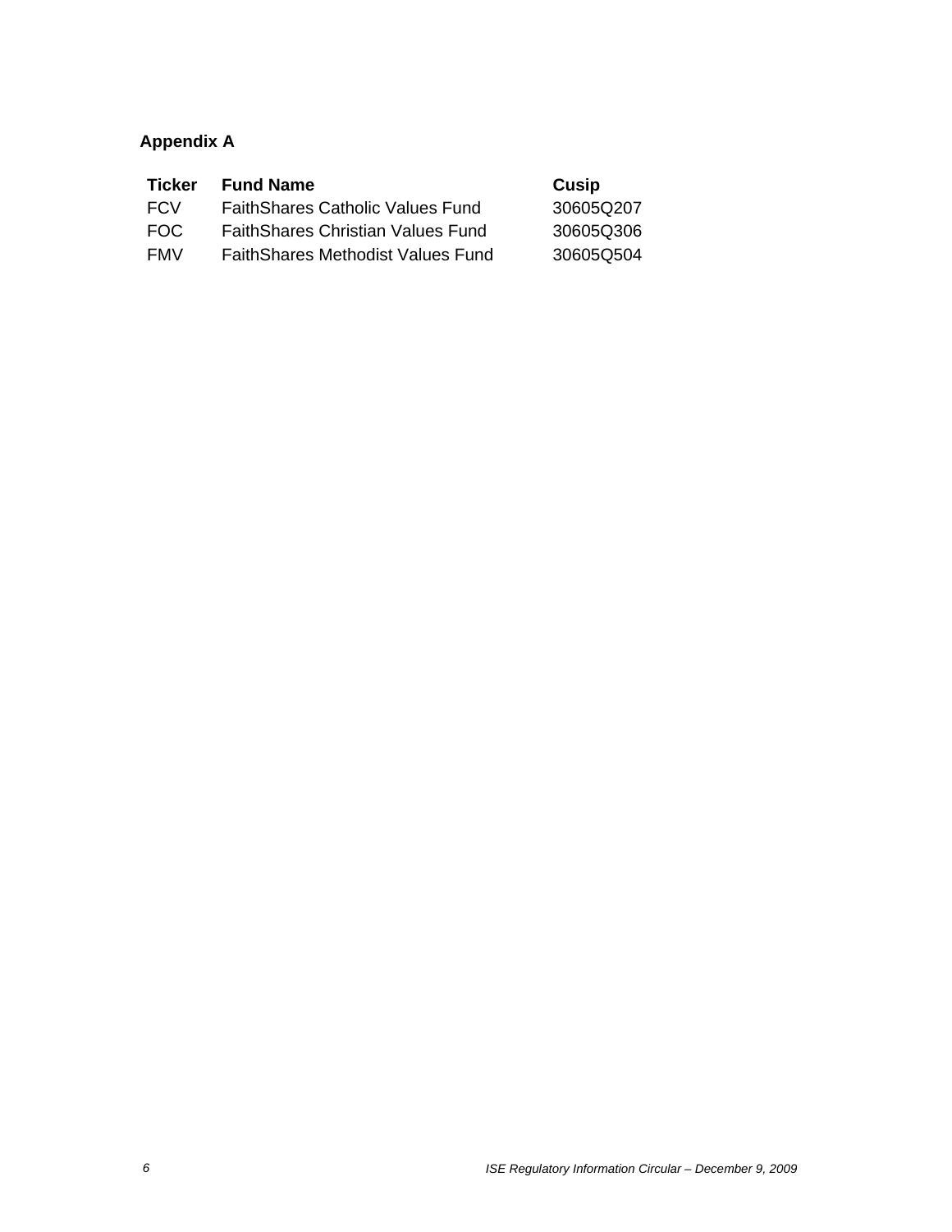## Appendix A

| Ticker | Fund Name | Cusip |
|---|---|---|
| FCV | FaithShares Catholic Values Fund | 30605Q207 |
| FOC | FaithShares Christian Values Fund | 30605Q306 |
| FMV | FaithShares Methodist Values Fund | 30605Q504 |